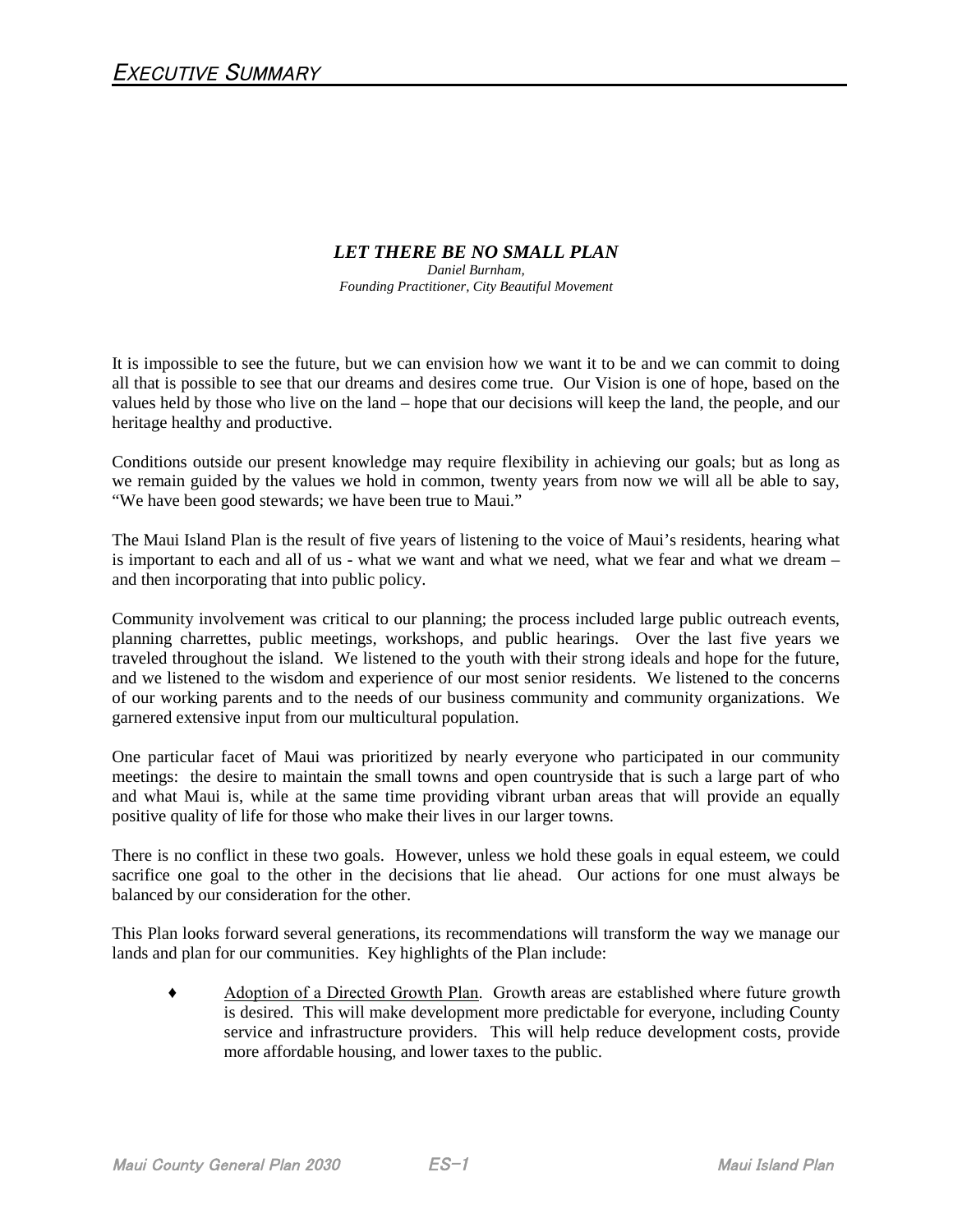# EXECUTIVE SUMMARY

***LET THERE BE NO SMALL PLAN***

*Daniel Burnham,*
*Founding Practitioner, City Beautiful Movement*

It is impossible to see the future, but we can envision how we want it to be and we can commit to doing all that is possible to see that our dreams and desires come true. Our Vision is one of hope, based on the values held by those who live on the land – hope that our decisions will keep the land, the people, and our heritage healthy and productive.

Conditions outside our present knowledge may require flexibility in achieving our goals; but as long as we remain guided by the values we hold in common, twenty years from now we will all be able to say, "We have been good stewards; we have been true to Maui."

The Maui Island Plan is the result of five years of listening to the voice of Maui's residents, hearing what is important to each and all of us - what we want and what we need, what we fear and what we dream – and then incorporating that into public policy.

Community involvement was critical to our planning; the process included large public outreach events, planning charrettes, public meetings, workshops, and public hearings. Over the last five years we traveled throughout the island. We listened to the youth with their strong ideals and hope for the future, and we listened to the wisdom and experience of our most senior residents. We listened to the concerns of our working parents and to the needs of our business community and community organizations. We garnered extensive input from our multicultural population.

One particular facet of Maui was prioritized by nearly everyone who participated in our community meetings: the desire to maintain the small towns and open countryside that is such a large part of who and what Maui is, while at the same time providing vibrant urban areas that will provide an equally positive quality of life for those who make their lives in our larger towns.

There is no conflict in these two goals. However, unless we hold these goals in equal esteem, we could sacrifice one goal to the other in the decisions that lie ahead. Our actions for one must always be balanced by our consideration for the other.

This Plan looks forward several generations, its recommendations will transform the way we manage our lands and plan for our communities. Key highlights of the Plan include:

- Adoption of a Directed Growth Plan. Growth areas are established where future growth is desired. This will make development more predictable for everyone, including County service and infrastructure providers. This will help reduce development costs, provide more affordable housing, and lower taxes to the public.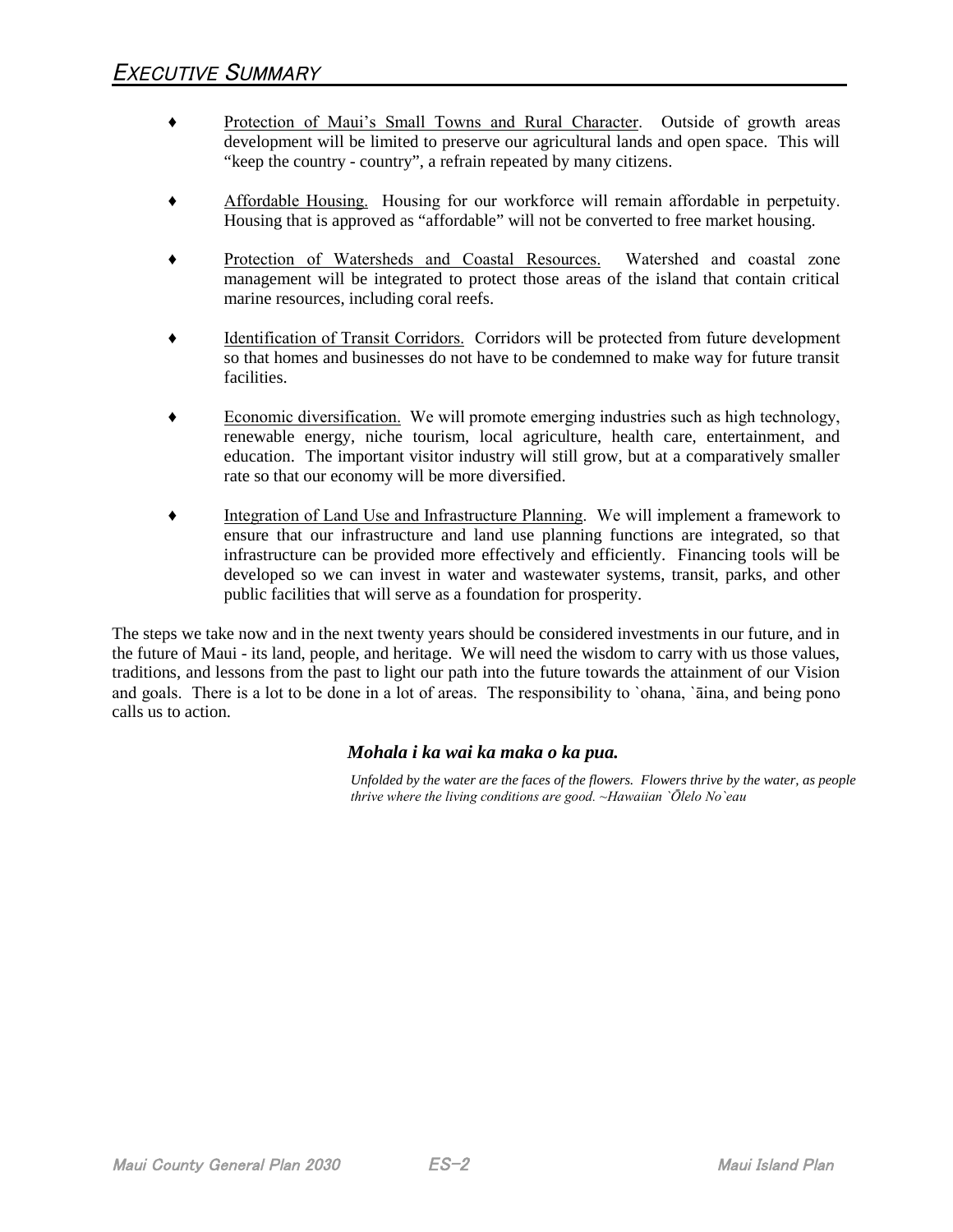- Protection of Maui's Small Towns and Rural Character. Outside of growth areas development will be limited to preserve our agricultural lands and open space. This will "keep the country - country", a refrain repeated by many citizens.

- Affordable Housing. Housing for our workforce will remain affordable in perpetuity. Housing that is approved as "affordable" will not be converted to free market housing.

- Protection of Watersheds and Coastal Resources. Watershed and coastal zone management will be integrated to protect those areas of the island that contain critical marine resources, including coral reefs.

- Identification of Transit Corridors. Corridors will be protected from future development so that homes and businesses do not have to be condemned to make way for future transit facilities.

- Economic diversification. We will promote emerging industries such as high technology, renewable energy, niche tourism, local agriculture, health care, entertainment, and education. The important visitor industry will still grow, but at a comparatively smaller rate so that our economy will be more diversified.

- Integration of Land Use and Infrastructure Planning. We will implement a framework to ensure that our infrastructure and land use planning functions are integrated, so that infrastructure can be provided more effectively and efficiently. Financing tools will be developed so we can invest in water and wastewater systems, transit, parks, and other public facilities that will serve as a foundation for prosperity.

The steps we take now and in the next twenty years should be considered investments in our future, and in the future of Maui - its land, people, and heritage. We will need the wisdom to carry with us those values, traditions, and lessons from the past to light our path into the future towards the attainment of our Vision and goals. There is a lot to be done in a lot of areas. The responsibility to `ohana, `āina, and being pono calls us to action.

***Mohala i ka wai ka maka o ka pua.***

*Unfolded by the water are the faces of the flowers. Flowers thrive by the water, as people thrive where the living conditions are good. ~Hawaiian `Ōlelo No`eau*